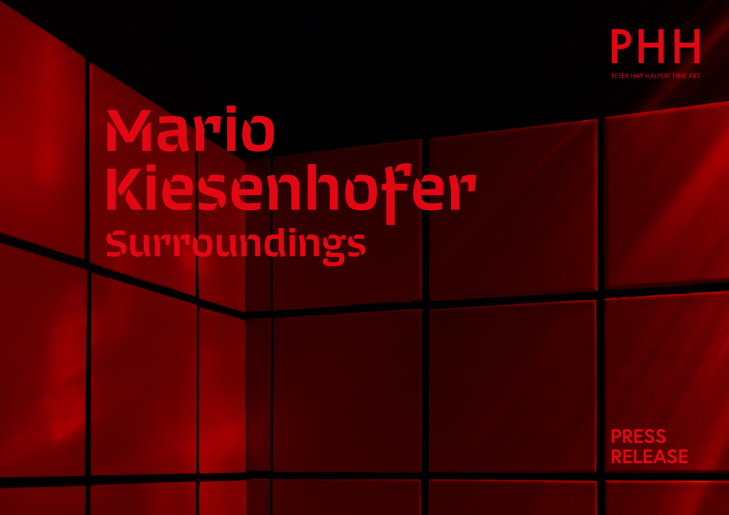PHH

PETER HAY HALPERT FINE ART

# Mario Kiesenhofer

## Surroundings

PRESS RELEASE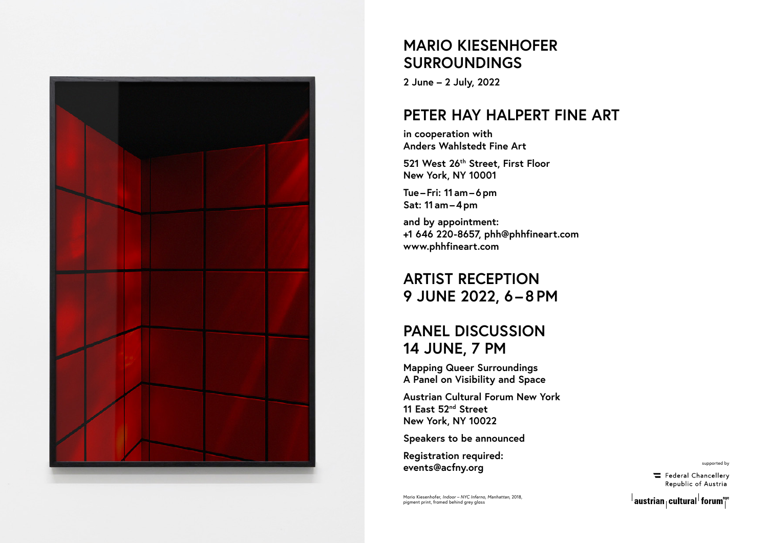# MARIO KIESENHOFER
# SURROUNDINGS

**2 June – 2 July, 2022**

## PETER HAY HALPERT FINE ART

**in cooperation with**
**Anders Wahlstedt Fine Art**

**521 West 26th Street, First Floor**
**New York, NY 10001**

**Tue–Fri: 11 am–6 pm**
**Sat: 11 am–4 pm**

**and by appointment:**
**+1 646 220-8657, phh@phhfineart.com**
**www.phhfineart.com**

## ARTIST RECEPTION
## 9 JUNE 2022, 6–8 PM

## PANEL DISCUSSION
## 14 JUNE, 7 PM

**Mapping Queer Surroundings**
**A Panel on Visibility and Space**

**Austrian Cultural Forum New York**
**11 East 52nd Street**
**New York, NY 10022**

**Speakers to be announced**

**Registration required:**
**events@acfny.org**

Mario Kiesenhofer, *Indoor – NYC Inferno, Manhattan*, 2018, pigment print, framed behind grey glass

supported by

Federal Chancellery
Republic of Austria

austrian cultural forum nyc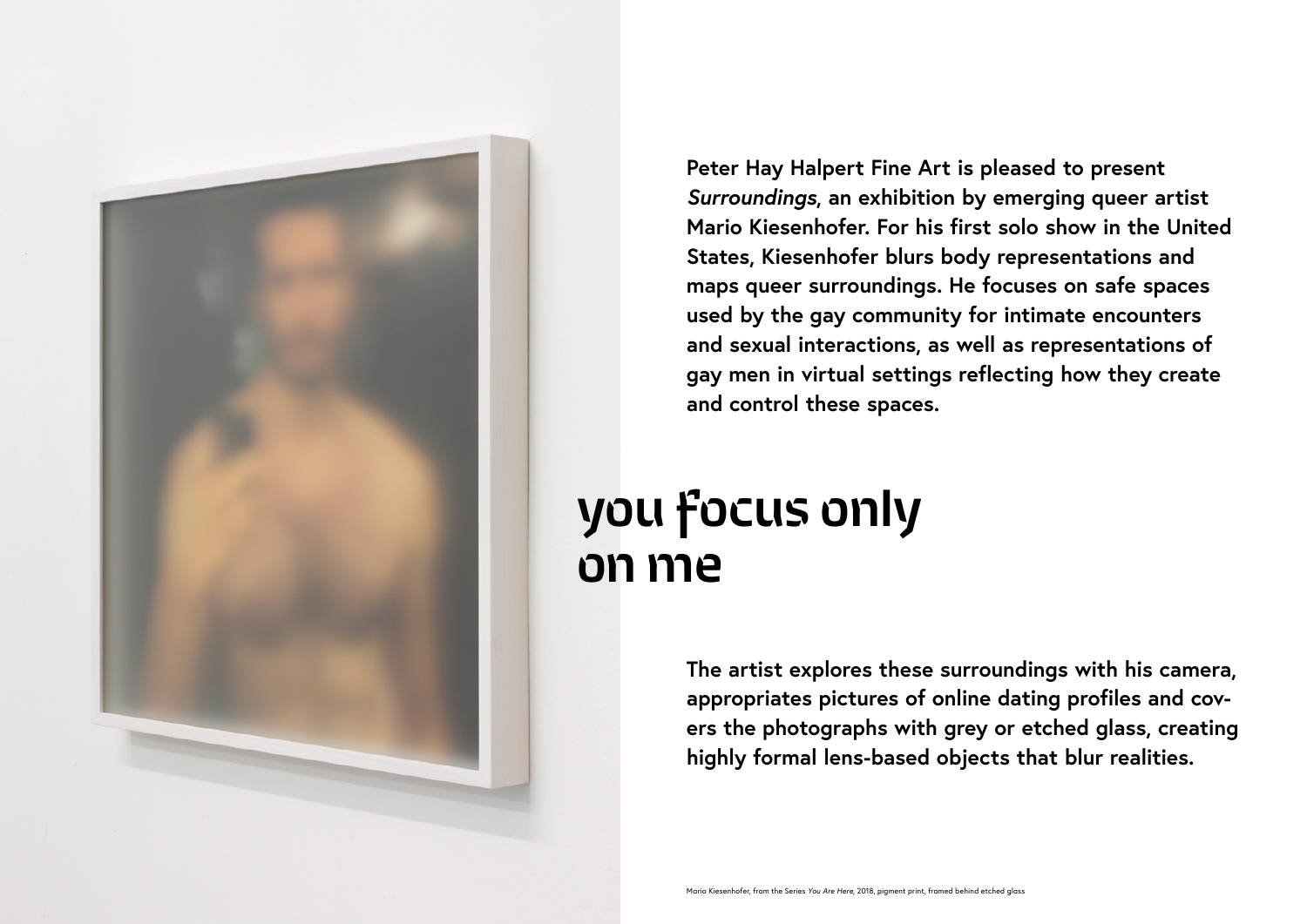Peter Hay Halpert Fine Art is pleased to present *Surroundings*, an exhibition by emerging queer artist Mario Kiesenhofer. For his first solo show in the United States, Kiesenhofer blurs body representations and maps queer surroundings. He focuses on safe spaces used by the gay community for intimate encounters and sexual interactions, as well as representations of gay men in virtual settings reflecting how they create and control these spaces.

# you focus only on me

The artist explores these surroundings with his camera, appropriates pictures of online dating profiles and covers the photographs with grey or etched glass, creating highly formal lens-based objects that blur realities.

Mario Kiesenhofer, from the Series *You Are Here*, 2018, pigment print, framed behind etched glass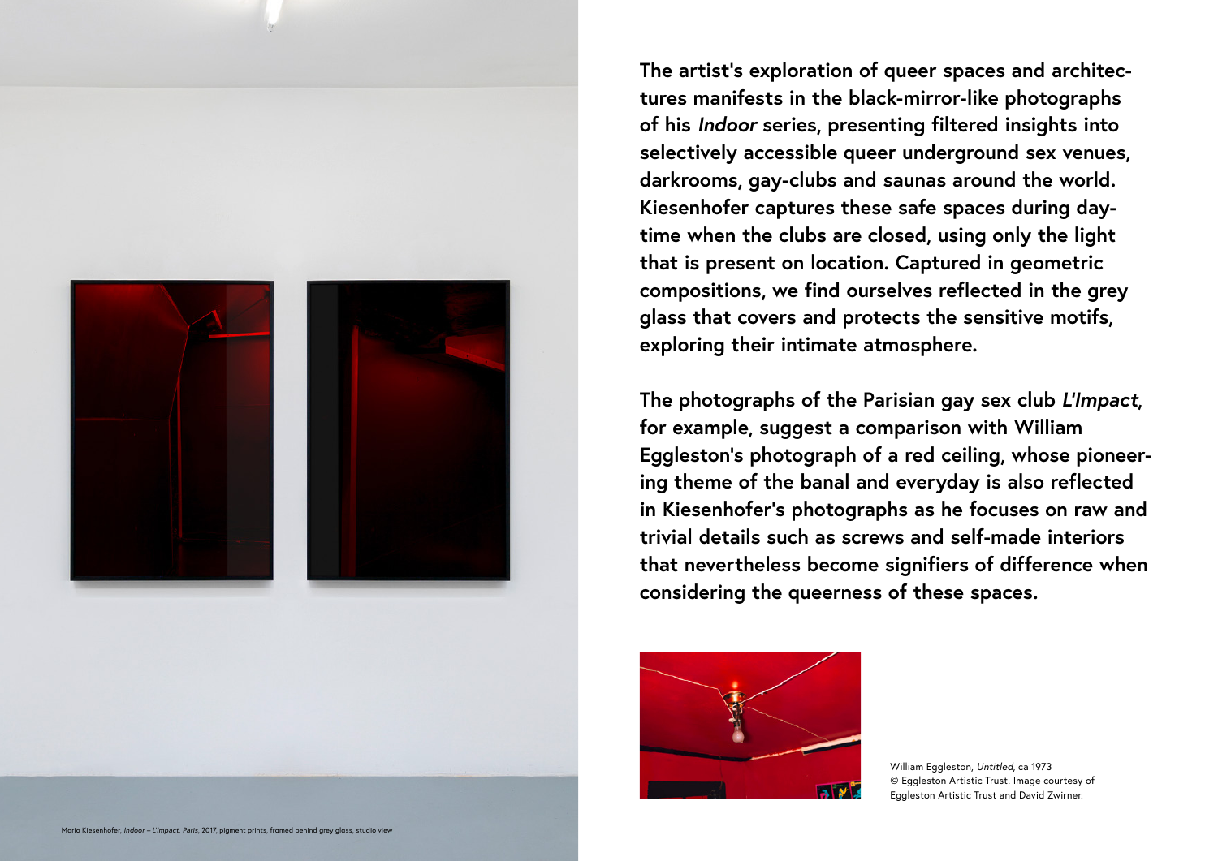Mario Kiesenhofer, *Indoor – L'Impact, Paris*, 2017, pigment prints, framed behind grey glass, studio view

**The artist's exploration of queer spaces and architectures manifests in the black-mirror-like photographs of his *Indoor* series, presenting filtered insights into selectively accessible queer underground sex venues, darkrooms, gay-clubs and saunas around the world. Kiesenhofer captures these safe spaces during daytime when the clubs are closed, using only the light that is present on location. Captured in geometric compositions, we find ourselves reflected in the grey glass that covers and protects the sensitive motifs, exploring their intimate atmosphere.**

**The photographs of the Parisian gay sex club *L'Impact*, for example, suggest a comparison with William Eggleston's photograph of a red ceiling, whose pioneering theme of the banal and everyday is also reflected in Kiesenhofer's photographs as he focuses on raw and trivial details such as screws and self-made interiors that nevertheless become signifiers of difference when considering the queerness of these spaces.**

William Eggleston, *Untitled*, ca 1973
© Eggleston Artistic Trust. Image courtesy of Eggleston Artistic Trust and David Zwirner.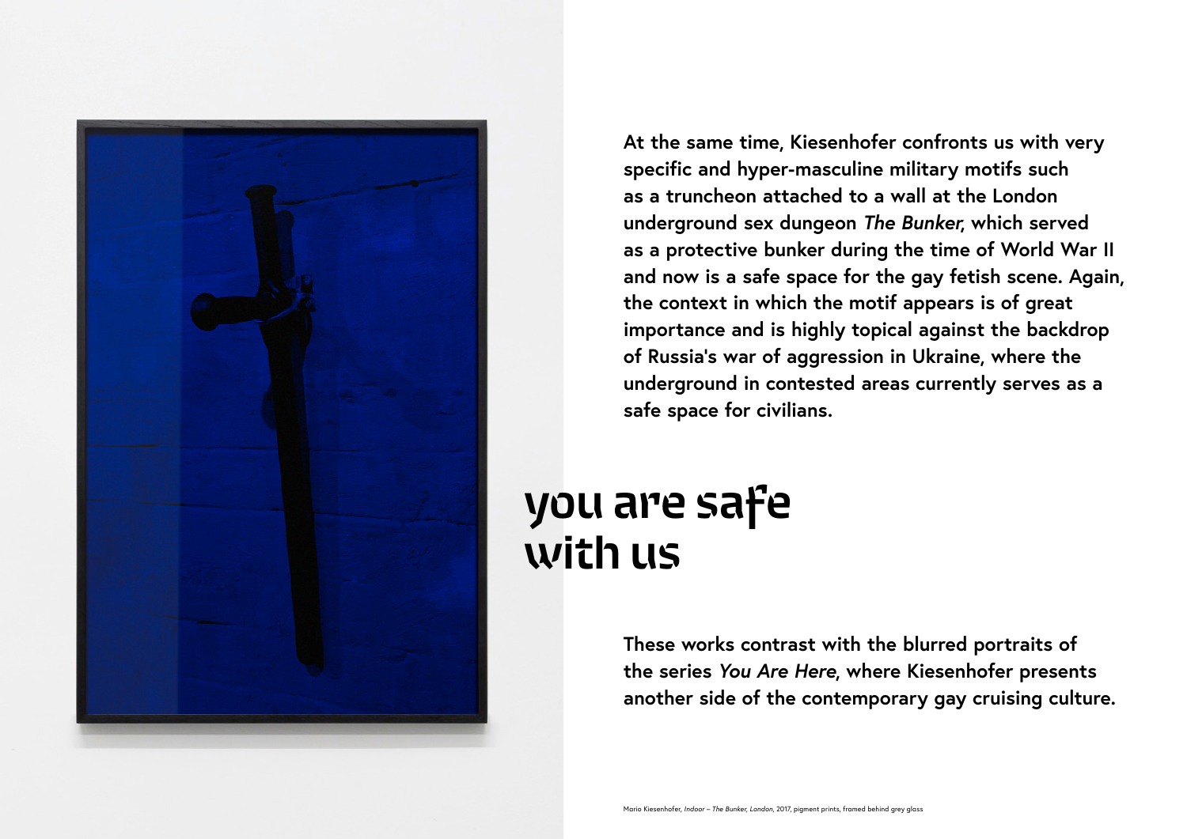At the same time, Kiesenhofer confronts us with very specific and hyper-masculine military motifs such as a truncheon attached to a wall at the London underground sex dungeon *The Bunker*, which served as a protective bunker during the time of World War II and now is a safe space for the gay fetish scene. Again, the context in which the motif appears is of great importance and is highly topical against the backdrop of Russia's war of aggression in Ukraine, where the underground in contested areas currently serves as a safe space for civilians.

## you are safe with us

These works contrast with the blurred portraits of the series *You Are Here*, where Kiesenhofer presents another side of the contemporary gay cruising culture.

Mario Kiesenhofer, *Indoor – The Bunker, London*, 2017, pigment prints, framed behind grey glass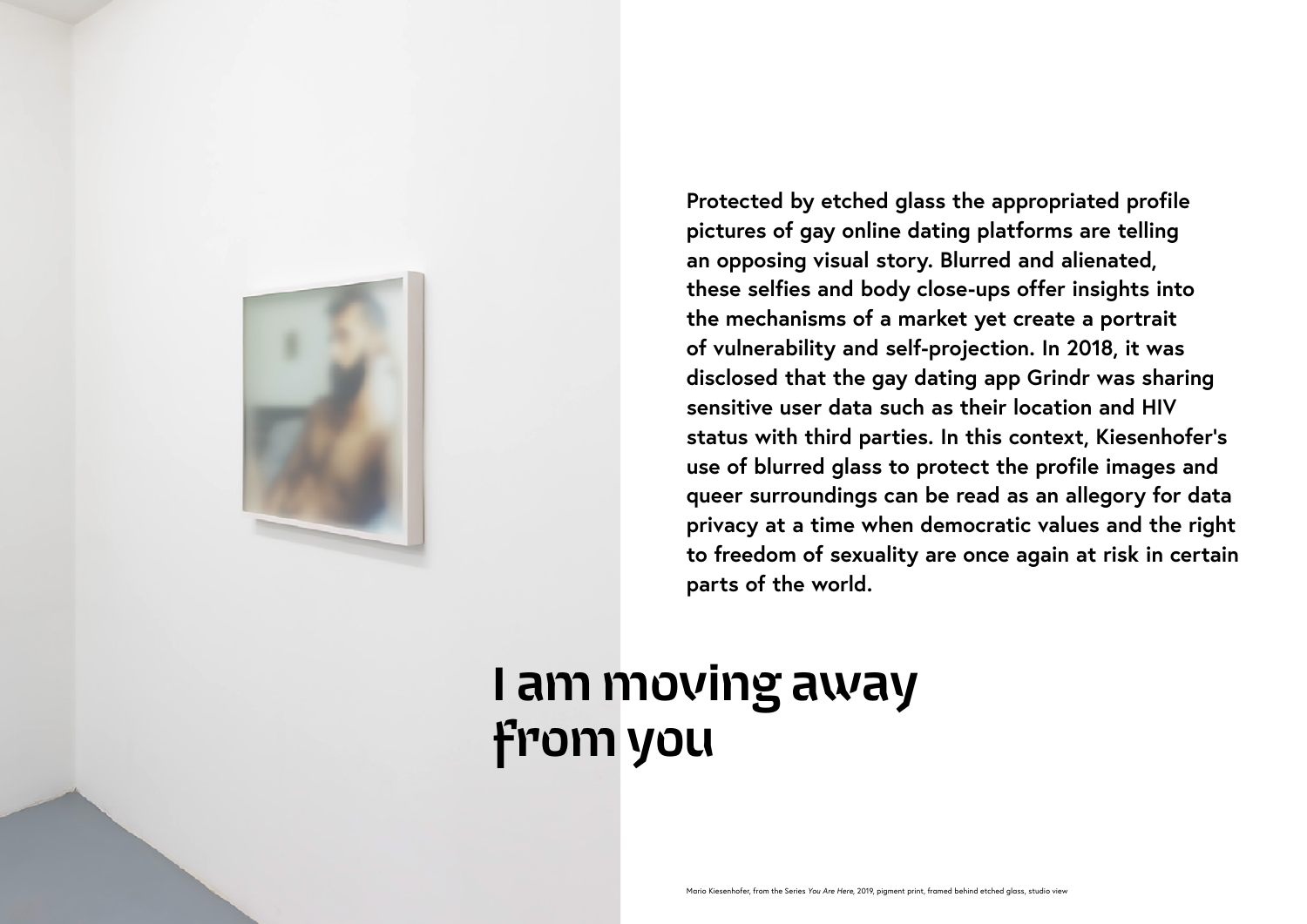Protected by etched glass the appropriated profile pictures of gay online dating platforms are telling an opposing visual story. Blurred and alienated, these selfies and body close-ups offer insights into the mechanisms of a market yet create a portrait of vulnerability and self-projection. In 2018, it was disclosed that the gay dating app Grindr was sharing sensitive user data such as their location and HIV status with third parties. In this context, Kiesenhofer's use of blurred glass to protect the profile images and queer surroundings can be read as an allegory for data privacy at a time when democratic values and the right to freedom of sexuality are once again at risk in certain parts of the world.

# I am moving away from you

Mario Kiesenhofer, from the Series *You Are Here*, 2019, pigment print, framed behind etched glass, studio view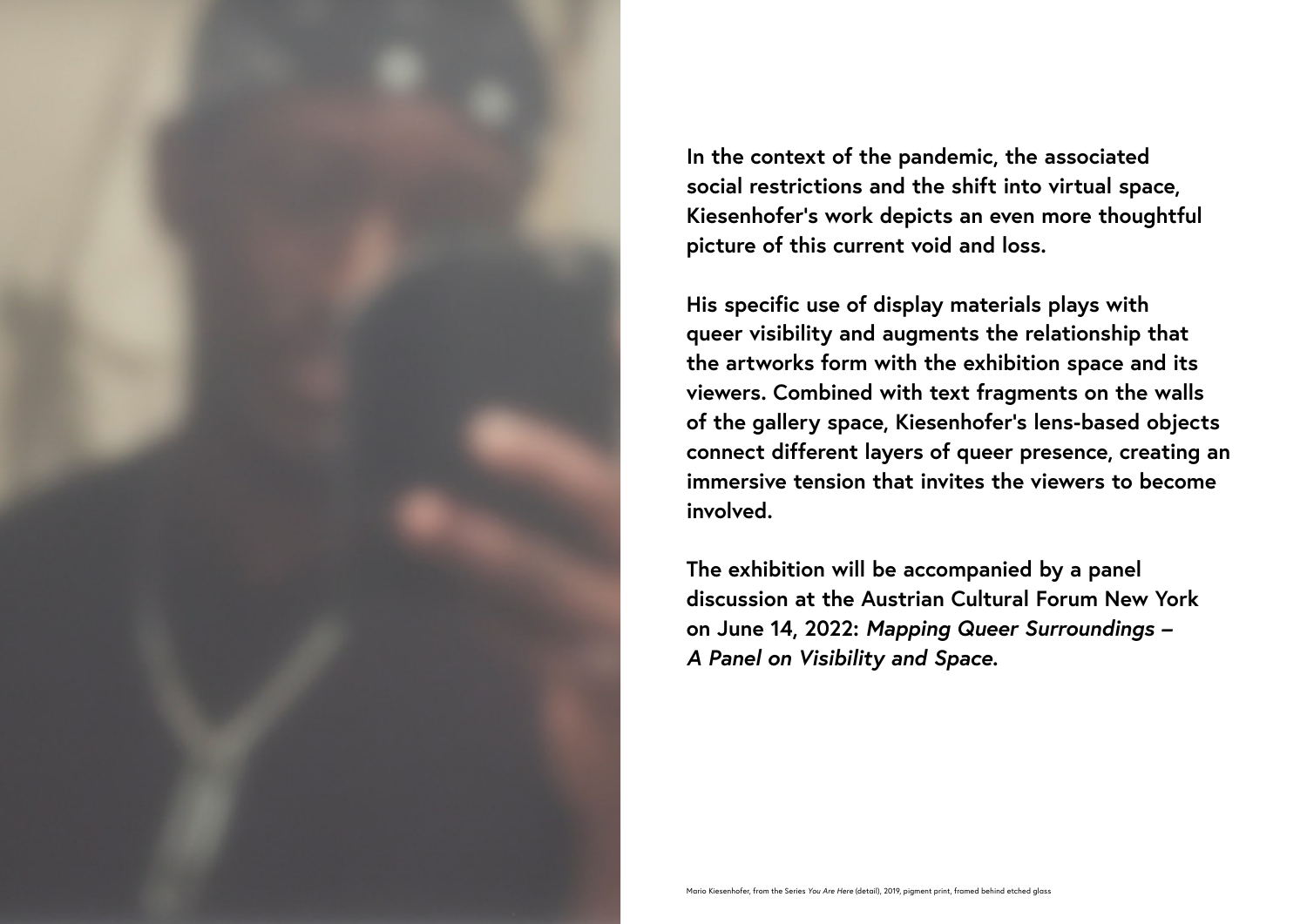In the context of the pandemic, the associated social restrictions and the shift into virtual space, Kiesenhofer's work depicts an even more thoughtful picture of this current void and loss.

His specific use of display materials plays with queer visibility and augments the relationship that the artworks form with the exhibition space and its viewers. Combined with text fragments on the walls of the gallery space, Kiesenhofer's lens-based objects connect different layers of queer presence, creating an immersive tension that invites the viewers to become involved.

The exhibition will be accompanied by a panel discussion at the Austrian Cultural Forum New York on June 14, 2022: *Mapping Queer Surroundings – A Panel on Visibility and Space*.

Mario Kiesenhofer, from the Series *You Are Here* (detail), 2019, pigment print, framed behind etched glass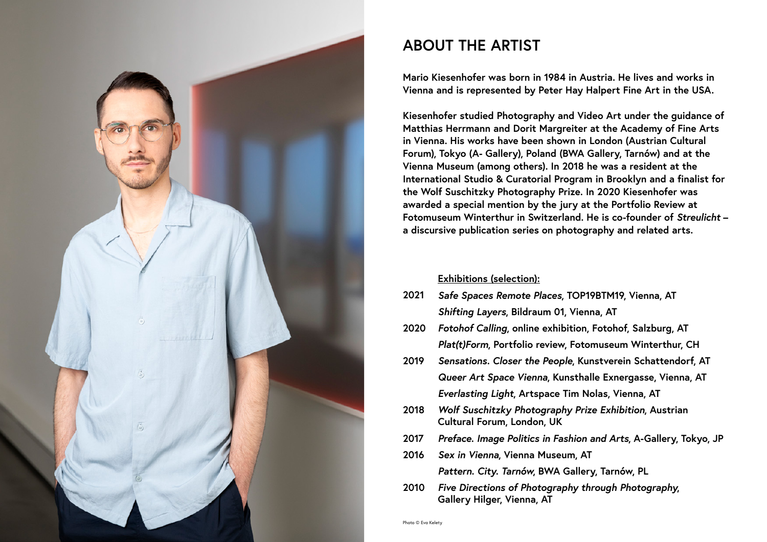# ABOUT THE ARTIST

**Mario Kiesenhofer was born in 1984 in Austria. He lives and works in Vienna and is represented by Peter Hay Halpert Fine Art in the USA.**

**Kiesenhofer studied Photography and Video Art under the guidance of Matthias Herrmann and Dorit Margreiter at the Academy of Fine Arts in Vienna. His works have been shown in London (Austrian Cultural Forum), Tokyo (A- Gallery), Poland (BWA Gallery, Tarnów) and at the Vienna Museum (among others). In 2018 he was a resident at the International Studio & Curatorial Program in Brooklyn and a finalist for the Wolf Suschitzky Photography Prize. In 2020 Kiesenhofer was awarded a special mention by the jury at the Portfolio Review at Fotomuseum Winterthur in Switzerland. He is co-founder of *Streulicht* – a discursive publication series on photography and related arts.**

**Exhibitions (selection):**

| | |
|---|---|
| 2021 | *Safe Spaces Remote Places*, TOP19BTM19, Vienna, AT |
| | *Shifting Layers*, Bildraum 01, Vienna, AT |
| 2020 | *Fotohof Calling*, online exhibition, Fotohof, Salzburg, AT |
| | *Plat(t)Form*, Portfolio review, Fotomuseum Winterthur, CH |
| 2019 | *Sensations. Closer the People*, Kunstverein Schattendorf, AT |
| | *Queer Art Space Vienna*, Kunsthalle Exnergasse, Vienna, AT |
| | *Everlasting Light*, Artspace Tim Nolas, Vienna, AT |
| 2018 | *Wolf Suschitzky Photography Prize Exhibition*, Austrian Cultural Forum, London, UK |
| 2017 | *Preface. Image Politics in Fashion and Arts*, A-Gallery, Tokyo, JP |
| 2016 | *Sex in Vienna*, Vienna Museum, AT |
| | *Pattern. City. Tarnów*, BWA Gallery, Tarnów, PL |
| 2010 | *Five Directions of Photography through Photography*, Gallery Hilger, Vienna, AT |

Photo © Eva Kelety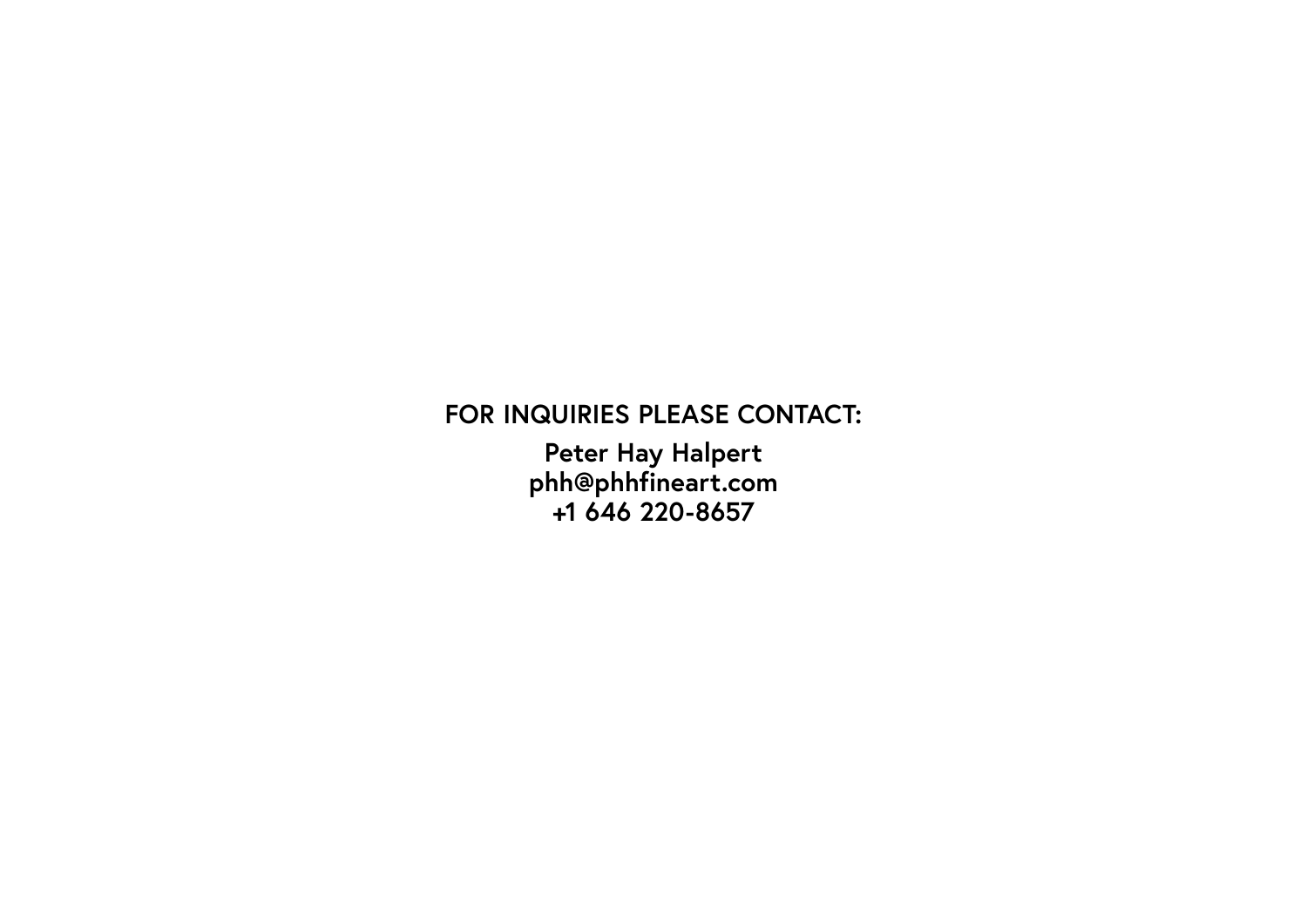**FOR INQUIRIES PLEASE CONTACT:**

**Peter Hay Halpert**
**phh@phhfineart.com**
**+1 646 220-8657**